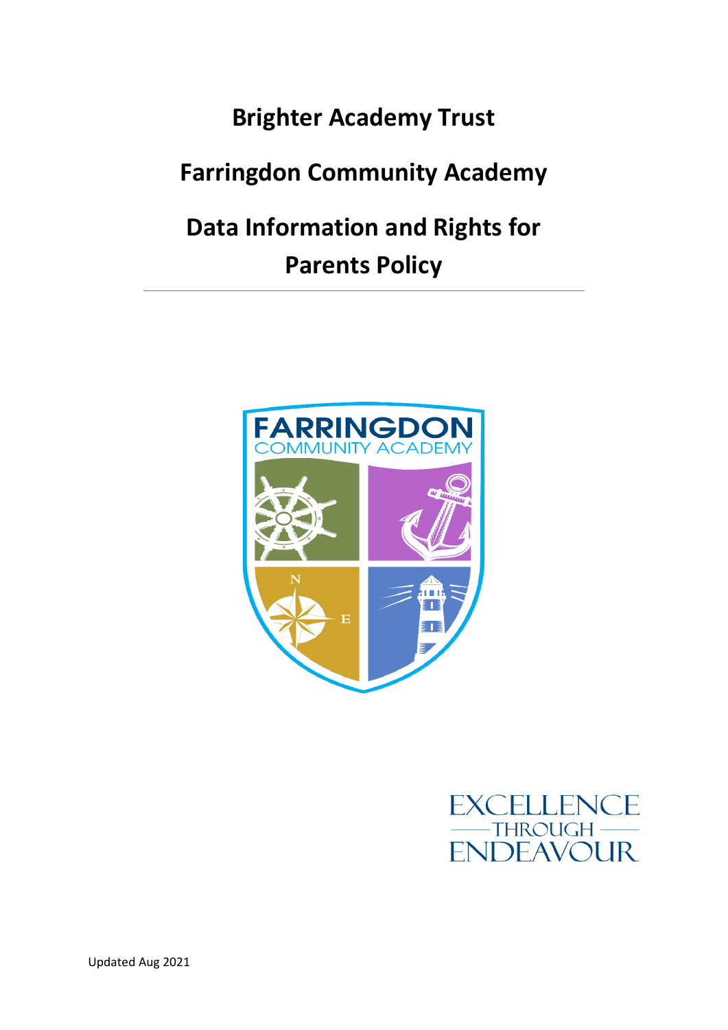# Brighter Academy Trust

# Farringdon Community Academy

# Data Information and Rights for Parents Policy

---

EXCELLENCE THROUGH ENDEAVOUR

Updated Aug 2021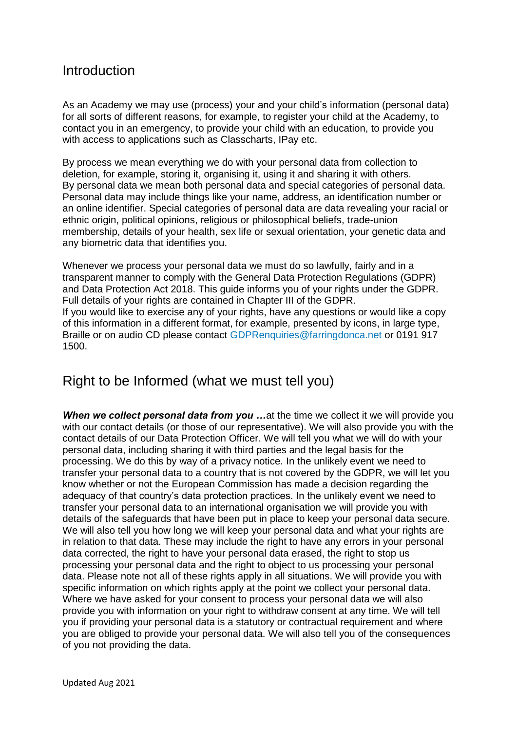## Introduction

As an Academy we may use (process) your and your child's information (personal data) for all sorts of different reasons, for example, to register your child at the Academy, to contact you in an emergency, to provide your child with an education, to provide you with access to applications such as Classcharts, IPay etc.

By process we mean everything we do with your personal data from collection to deletion, for example, storing it, organising it, using it and sharing it with others. By personal data we mean both personal data and special categories of personal data. Personal data may include things like your name, address, an identification number or an online identifier. Special categories of personal data are data revealing your racial or ethnic origin, political opinions, religious or philosophical beliefs, trade-union membership, details of your health, sex life or sexual orientation, your genetic data and any biometric data that identifies you.

Whenever we process your personal data we must do so lawfully, fairly and in a transparent manner to comply with the General Data Protection Regulations (GDPR) and Data Protection Act 2018. This guide informs you of your rights under the GDPR. Full details of your rights are contained in Chapter III of the GDPR.
If you would like to exercise any of your rights, have any questions or would like a copy of this information in a different format, for example, presented by icons, in large type, Braille or on audio CD please contact GDPRenquiries@farringdonca.net or 0191 917 1500.

## Right to be Informed (what we must tell you)

***When we collect personal data from you …***at the time we collect it we will provide you with our contact details (or those of our representative). We will also provide you with the contact details of our Data Protection Officer. We will tell you what we will do with your personal data, including sharing it with third parties and the legal basis for the processing. We do this by way of a privacy notice. In the unlikely event we need to transfer your personal data to a country that is not covered by the GDPR, we will let you know whether or not the European Commission has made a decision regarding the adequacy of that country's data protection practices. In the unlikely event we need to transfer your personal data to an international organisation we will provide you with details of the safeguards that have been put in place to keep your personal data secure. We will also tell you how long we will keep your personal data and what your rights are in relation to that data. These may include the right to have any errors in your personal data corrected, the right to have your personal data erased, the right to stop us processing your personal data and the right to object to us processing your personal data. Please note not all of these rights apply in all situations. We will provide you with specific information on which rights apply at the point we collect your personal data. Where we have asked for your consent to process your personal data we will also provide you with information on your right to withdraw consent at any time. We will tell you if providing your personal data is a statutory or contractual requirement and where you are obliged to provide your personal data. We will also tell you of the consequences of you not providing the data.

Updated Aug 2021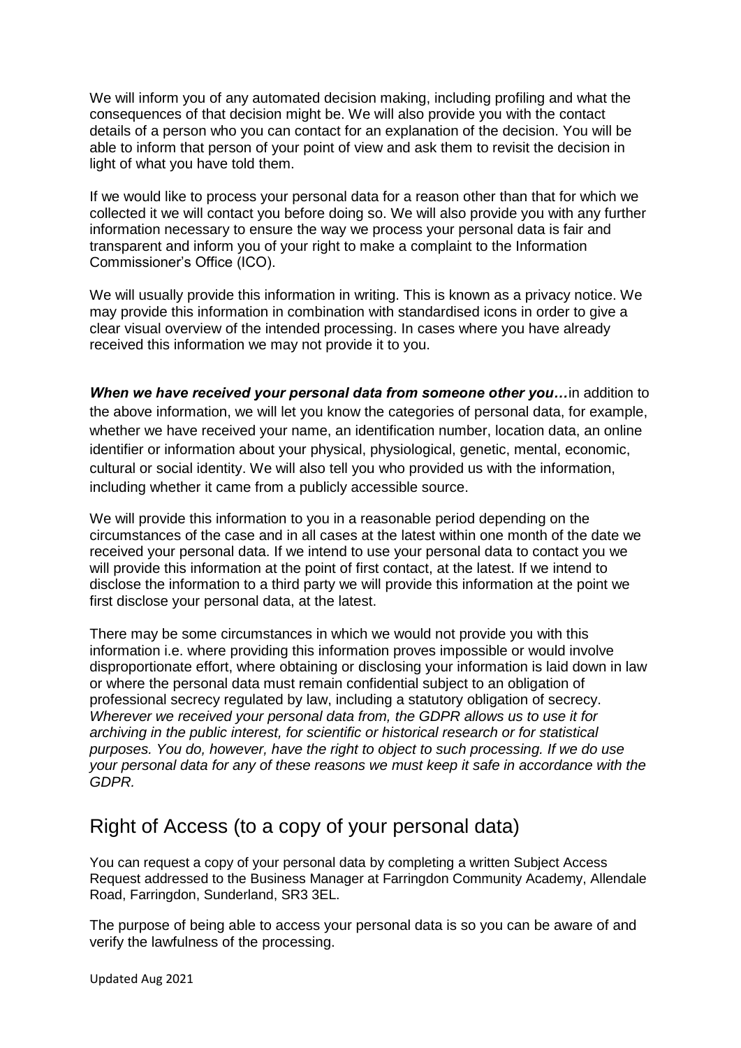We will inform you of any automated decision making, including profiling and what the consequences of that decision might be. We will also provide you with the contact details of a person who you can contact for an explanation of the decision. You will be able to inform that person of your point of view and ask them to revisit the decision in light of what you have told them.

If we would like to process your personal data for a reason other than that for which we collected it we will contact you before doing so. We will also provide you with any further information necessary to ensure the way we process your personal data is fair and transparent and inform you of your right to make a complaint to the Information Commissioner's Office (ICO).

We will usually provide this information in writing. This is known as a privacy notice. We may provide this information in combination with standardised icons in order to give a clear visual overview of the intended processing. In cases where you have already received this information we may not provide it to you.

***When we have received your personal data from someone other you…***in addition to the above information, we will let you know the categories of personal data, for example, whether we have received your name, an identification number, location data, an online identifier or information about your physical, physiological, genetic, mental, economic, cultural or social identity. We will also tell you who provided us with the information, including whether it came from a publicly accessible source.

We will provide this information to you in a reasonable period depending on the circumstances of the case and in all cases at the latest within one month of the date we received your personal data. If we intend to use your personal data to contact you we will provide this information at the point of first contact, at the latest. If we intend to disclose the information to a third party we will provide this information at the point we first disclose your personal data, at the latest.

There may be some circumstances in which we would not provide you with this information i.e. where providing this information proves impossible or would involve disproportionate effort, where obtaining or disclosing your information is laid down in law or where the personal data must remain confidential subject to an obligation of professional secrecy regulated by law, including a statutory obligation of secrecy. *Wherever we received your personal data from, the GDPR allows us to use it for archiving in the public interest, for scientific or historical research or for statistical purposes. You do, however, have the right to object to such processing. If we do use your personal data for any of these reasons we must keep it safe in accordance with the GDPR.*

## Right of Access (to a copy of your personal data)

You can request a copy of your personal data by completing a written Subject Access Request addressed to the Business Manager at Farringdon Community Academy, Allendale Road, Farringdon, Sunderland, SR3 3EL.

The purpose of being able to access your personal data is so you can be aware of and verify the lawfulness of the processing.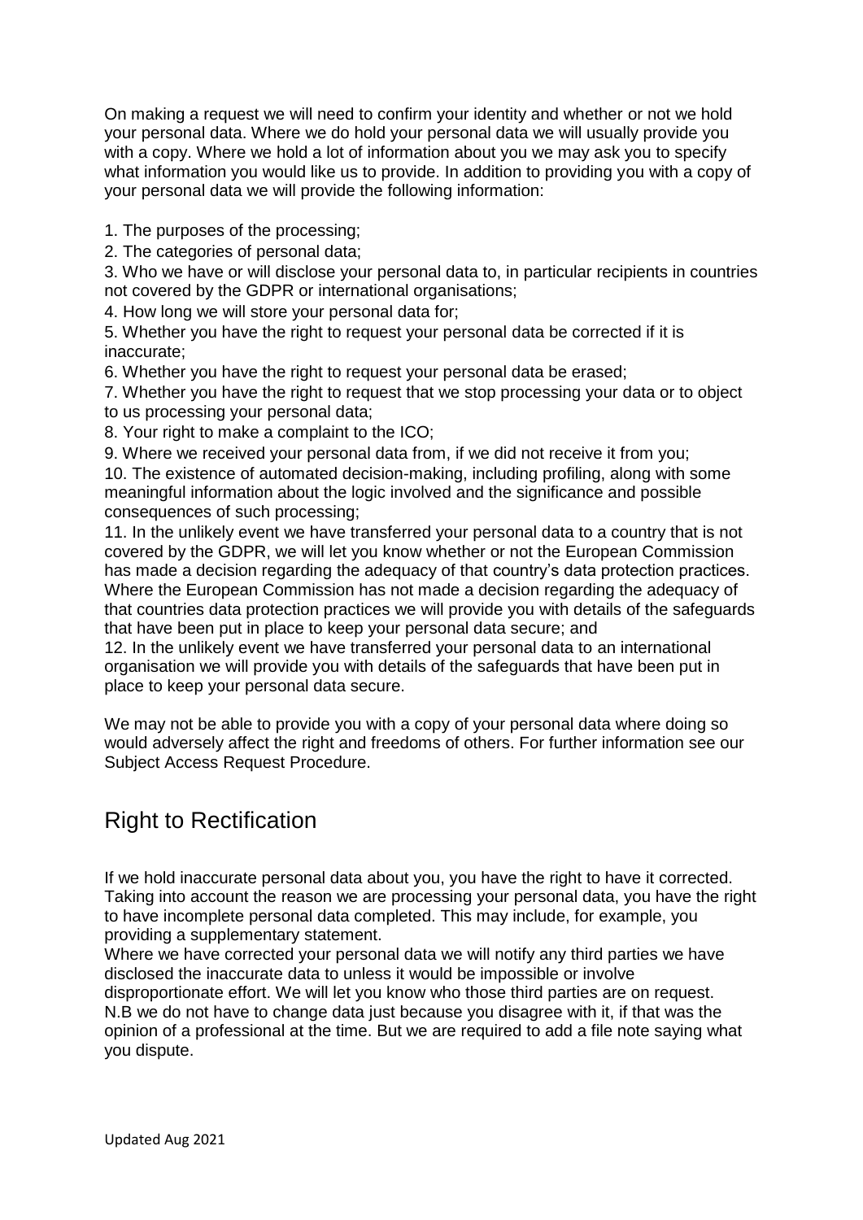On making a request we will need to confirm your identity and whether or not we hold your personal data. Where we do hold your personal data we will usually provide you with a copy. Where we hold a lot of information about you we may ask you to specify what information you would like us to provide. In addition to providing you with a copy of your personal data we will provide the following information:

1. The purposes of the processing;
2. The categories of personal data;
3. Who we have or will disclose your personal data to, in particular recipients in countries not covered by the GDPR or international organisations;
4. How long we will store your personal data for;
5. Whether you have the right to request your personal data be corrected if it is inaccurate;
6. Whether you have the right to request your personal data be erased;
7. Whether you have the right to request that we stop processing your data or to object to us processing your personal data;
8. Your right to make a complaint to the ICO;
9. Where we received your personal data from, if we did not receive it from you;
10. The existence of automated decision-making, including profiling, along with some meaningful information about the logic involved and the significance and possible consequences of such processing;
11. In the unlikely event we have transferred your personal data to a country that is not covered by the GDPR, we will let you know whether or not the European Commission has made a decision regarding the adequacy of that country's data protection practices. Where the European Commission has not made a decision regarding the adequacy of that countries data protection practices we will provide you with details of the safeguards that have been put in place to keep your personal data secure; and
12. In the unlikely event we have transferred your personal data to an international organisation we will provide you with details of the safeguards that have been put in place to keep your personal data secure.

We may not be able to provide you with a copy of your personal data where doing so would adversely affect the right and freedoms of others. For further information see our Subject Access Request Procedure.

## Right to Rectification

If we hold inaccurate personal data about you, you have the right to have it corrected. Taking into account the reason we are processing your personal data, you have the right to have incomplete personal data completed. This may include, for example, you providing a supplementary statement.
Where we have corrected your personal data we will notify any third parties we have disclosed the inaccurate data to unless it would be impossible or involve disproportionate effort. We will let you know who those third parties are on request.
N.B we do not have to change data just because you disagree with it, if that was the opinion of a professional at the time. But we are required to add a file note saying what you dispute.

Updated Aug 2021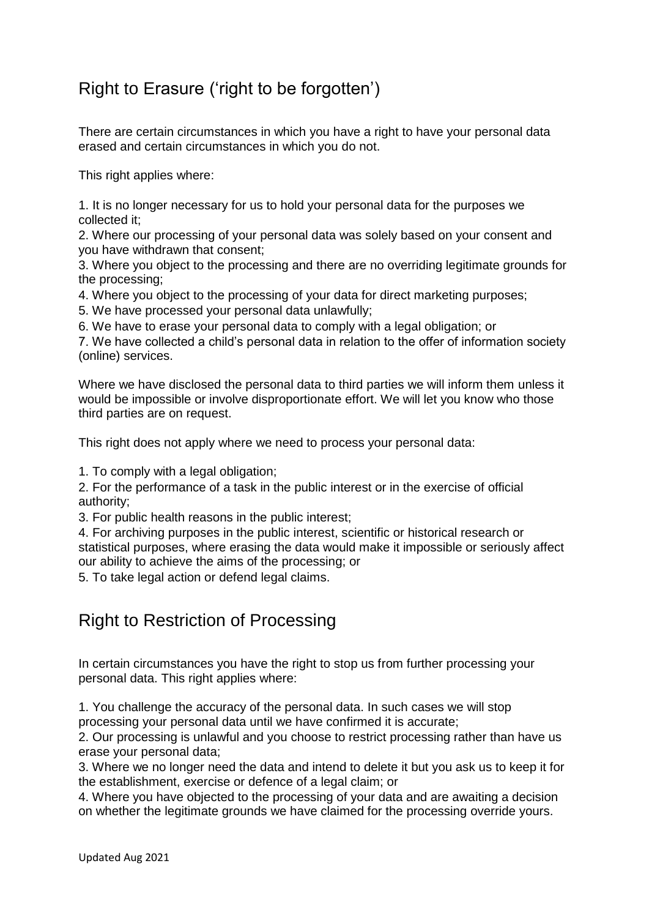## Right to Erasure ('right to be forgotten')

There are certain circumstances in which you have a right to have your personal data erased and certain circumstances in which you do not.

This right applies where:

1. It is no longer necessary for us to hold your personal data for the purposes we collected it;
2. Where our processing of your personal data was solely based on your consent and you have withdrawn that consent;
3. Where you object to the processing and there are no overriding legitimate grounds for the processing;
4. Where you object to the processing of your data for direct marketing purposes;
5. We have processed your personal data unlawfully;
6. We have to erase your personal data to comply with a legal obligation; or
7. We have collected a child's personal data in relation to the offer of information society (online) services.

Where we have disclosed the personal data to third parties we will inform them unless it would be impossible or involve disproportionate effort. We will let you know who those third parties are on request.

This right does not apply where we need to process your personal data:

1. To comply with a legal obligation;
2. For the performance of a task in the public interest or in the exercise of official authority;
3. For public health reasons in the public interest;
4. For archiving purposes in the public interest, scientific or historical research or statistical purposes, where erasing the data would make it impossible or seriously affect our ability to achieve the aims of the processing; or
5. To take legal action or defend legal claims.

## Right to Restriction of Processing

In certain circumstances you have the right to stop us from further processing your personal data. This right applies where:

1. You challenge the accuracy of the personal data. In such cases we will stop processing your personal data until we have confirmed it is accurate;
2. Our processing is unlawful and you choose to restrict processing rather than have us erase your personal data;
3. Where we no longer need the data and intend to delete it but you ask us to keep it for the establishment, exercise or defence of a legal claim; or
4. Where you have objected to the processing of your data and are awaiting a decision on whether the legitimate grounds we have claimed for the processing override yours.

Updated Aug 2021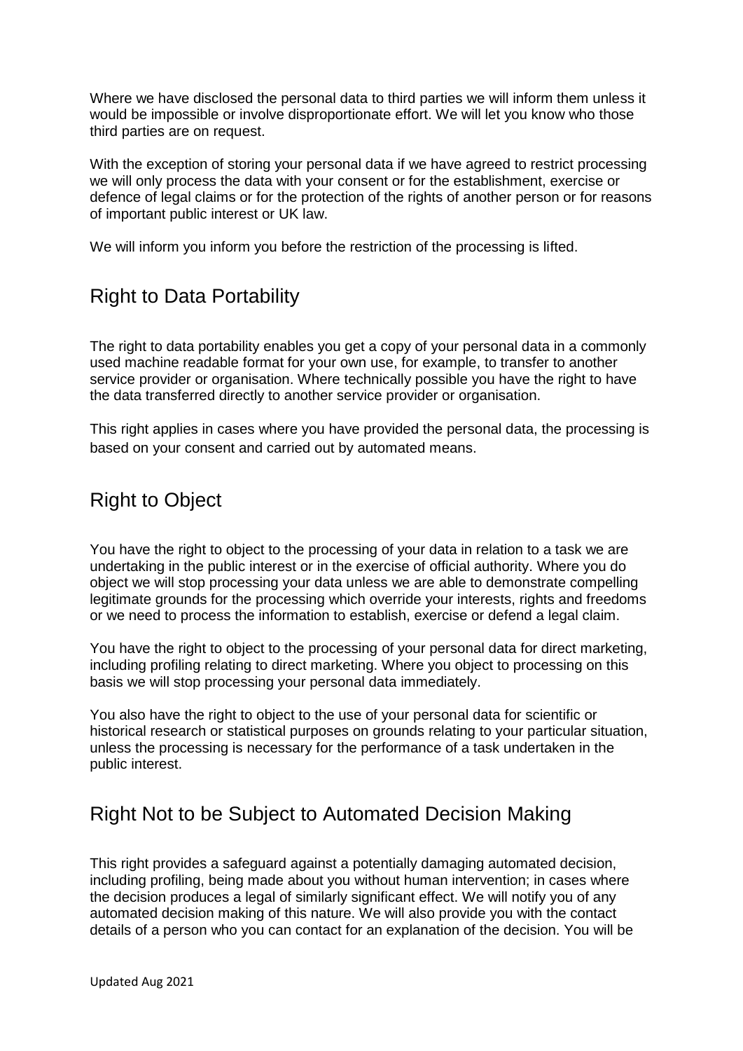Where we have disclosed the personal data to third parties we will inform them unless it would be impossible or involve disproportionate effort. We will let you know who those third parties are on request.

With the exception of storing your personal data if we have agreed to restrict processing we will only process the data with your consent or for the establishment, exercise or defence of legal claims or for the protection of the rights of another person or for reasons of important public interest or UK law.

We will inform you inform you before the restriction of the processing is lifted.

## Right to Data Portability

The right to data portability enables you get a copy of your personal data in a commonly used machine readable format for your own use, for example, to transfer to another service provider or organisation. Where technically possible you have the right to have the data transferred directly to another service provider or organisation.

This right applies in cases where you have provided the personal data, the processing is based on your consent and carried out by automated means.

## Right to Object

You have the right to object to the processing of your data in relation to a task we are undertaking in the public interest or in the exercise of official authority. Where you do object we will stop processing your data unless we are able to demonstrate compelling legitimate grounds for the processing which override your interests, rights and freedoms or we need to process the information to establish, exercise or defend a legal claim.

You have the right to object to the processing of your personal data for direct marketing, including profiling relating to direct marketing. Where you object to processing on this basis we will stop processing your personal data immediately.

You also have the right to object to the use of your personal data for scientific or historical research or statistical purposes on grounds relating to your particular situation, unless the processing is necessary for the performance of a task undertaken in the public interest.

## Right Not to be Subject to Automated Decision Making

This right provides a safeguard against a potentially damaging automated decision, including profiling, being made about you without human intervention; in cases where the decision produces a legal of similarly significant effect. We will notify you of any automated decision making of this nature. We will also provide you with the contact details of a person who you can contact for an explanation of the decision. You will be

Updated Aug 2021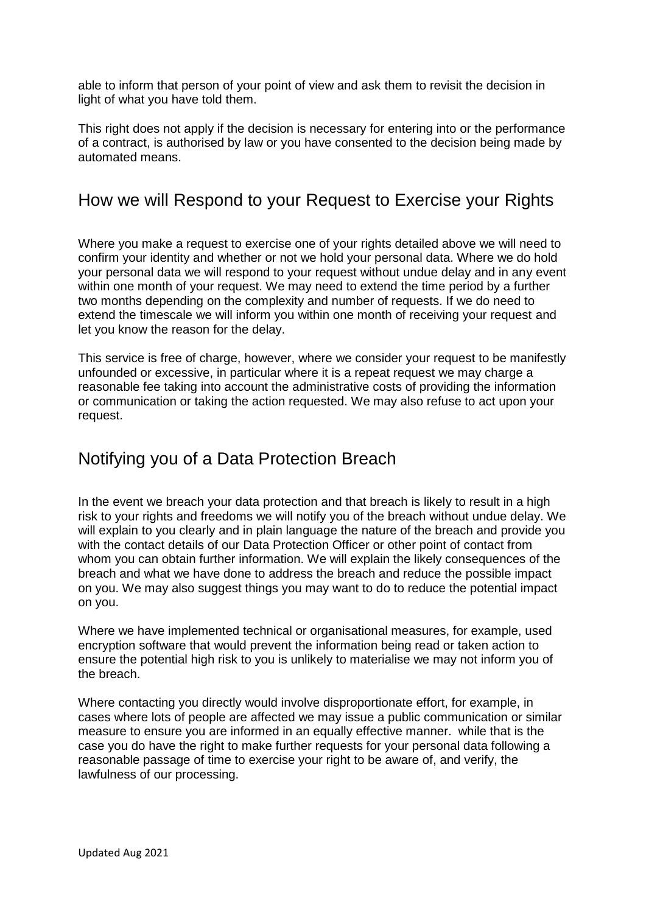able to inform that person of your point of view and ask them to revisit the decision in light of what you have told them.

This right does not apply if the decision is necessary for entering into or the performance of a contract, is authorised by law or you have consented to the decision being made by automated means.

## How we will Respond to your Request to Exercise your Rights

Where you make a request to exercise one of your rights detailed above we will need to confirm your identity and whether or not we hold your personal data. Where we do hold your personal data we will respond to your request without undue delay and in any event within one month of your request. We may need to extend the time period by a further two months depending on the complexity and number of requests. If we do need to extend the timescale we will inform you within one month of receiving your request and let you know the reason for the delay.

This service is free of charge, however, where we consider your request to be manifestly unfounded or excessive, in particular where it is a repeat request we may charge a reasonable fee taking into account the administrative costs of providing the information or communication or taking the action requested. We may also refuse to act upon your request.

## Notifying you of a Data Protection Breach

In the event we breach your data protection and that breach is likely to result in a high risk to your rights and freedoms we will notify you of the breach without undue delay. We will explain to you clearly and in plain language the nature of the breach and provide you with the contact details of our Data Protection Officer or other point of contact from whom you can obtain further information. We will explain the likely consequences of the breach and what we have done to address the breach and reduce the possible impact on you. We may also suggest things you may want to do to reduce the potential impact on you.

Where we have implemented technical or organisational measures, for example, used encryption software that would prevent the information being read or taken action to ensure the potential high risk to you is unlikely to materialise we may not inform you of the breach.

Where contacting you directly would involve disproportionate effort, for example, in cases where lots of people are affected we may issue a public communication or similar measure to ensure you are informed in an equally effective manner. while that is the case you do have the right to make further requests for your personal data following a reasonable passage of time to exercise your right to be aware of, and verify, the lawfulness of our processing.

Updated Aug 2021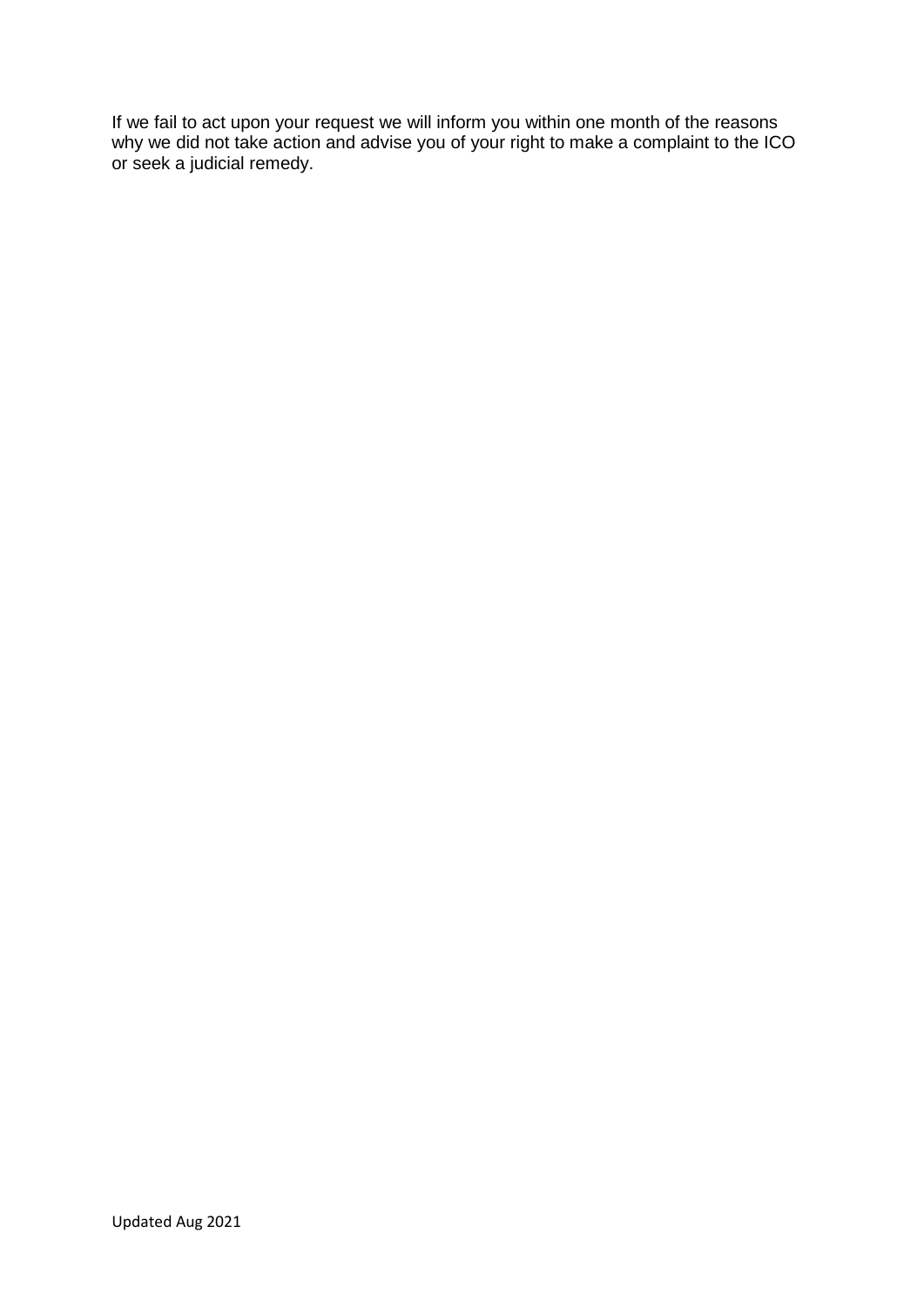If we fail to act upon your request we will inform you within one month of the reasons why we did not take action and advise you of your right to make a complaint to the ICO or seek a judicial remedy.

Updated Aug 2021